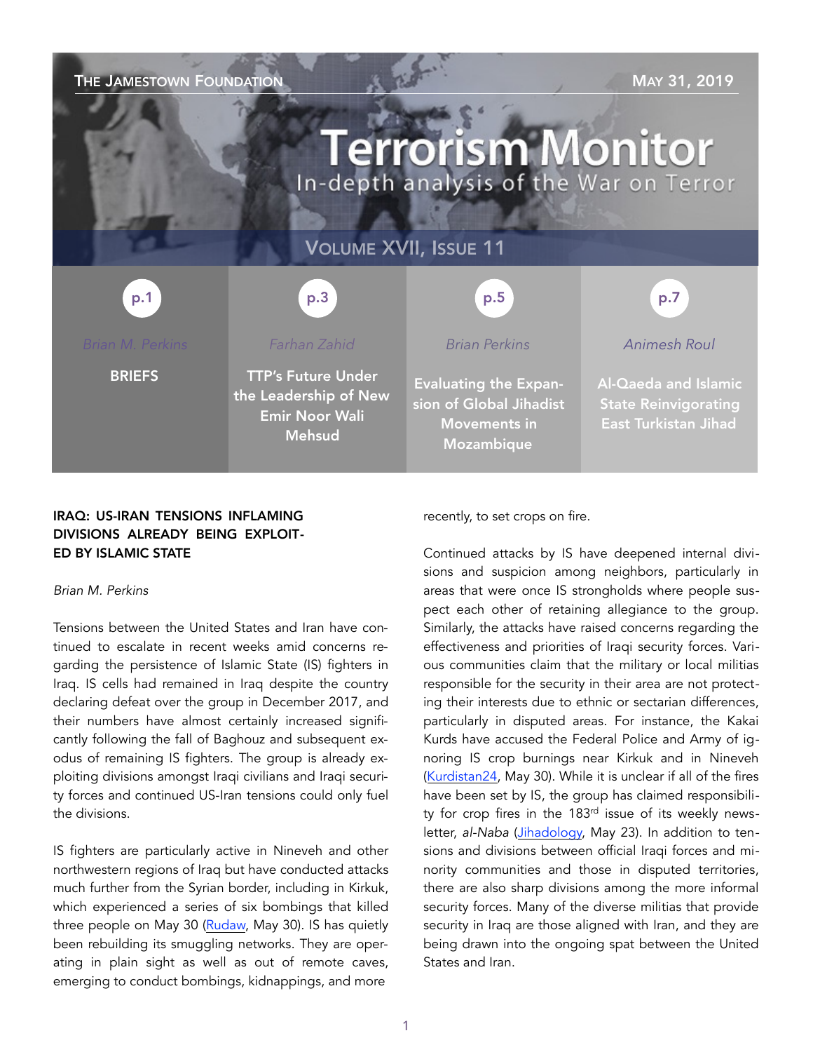THE JAMESTOWN FOUNDATION

MAY 31, 2019

# Terrorism Monitor

In-depth analysis of the War on Terror

VOLUME XVII, ISSUE 11

| p.1 | p.3 | p.5 | p.7 |
|---|---|---|---|
| Brian M. Perkins | Farhan Zahid | Brian Perkins | Animesh Roul |
| **BRIEFS** | **TTP's Future Under the Leadership of New Emir Noor Wali Mehsud** | **Evaluating the Expansion of Global Jihadist Movements in Mozambique** | **Al-Qaeda and Islamic State Reinvigorating East Turkistan Jihad** |

## IRAQ: US-IRAN TENSIONS INFLAMING DIVISIONS ALREADY BEING EXPLOITED BY ISLAMIC STATE

*Brian M. Perkins*

Tensions between the United States and Iran have continued to escalate in recent weeks amid concerns regarding the persistence of Islamic State (IS) fighters in Iraq. IS cells had remained in Iraq despite the country declaring defeat over the group in December 2017, and their numbers have almost certainly increased significantly following the fall of Baghouz and subsequent exodus of remaining IS fighters. The group is already exploiting divisions amongst Iraqi civilians and Iraqi security forces and continued US-Iran tensions could only fuel the divisions.

IS fighters are particularly active in Nineveh and other northwestern regions of Iraq but have conducted attacks much further from the Syrian border, including in Kirkuk, which experienced a series of six bombings that killed three people on May 30 (Rudaw, May 30). IS has quietly been rebuilding its smuggling networks. They are operating in plain sight as well as out of remote caves, emerging to conduct bombings, kidnappings, and more recently, to set crops on fire.

Continued attacks by IS have deepened internal divisions and suspicion among neighbors, particularly in areas that were once IS strongholds where people suspect each other of retaining allegiance to the group. Similarly, the attacks have raised concerns regarding the effectiveness and priorities of Iraqi security forces. Various communities claim that the military or local militias responsible for the security in their area are not protecting their interests due to ethnic or sectarian differences, particularly in disputed areas. For instance, the Kakai Kurds have accused the Federal Police and Army of ignoring IS crop burnings near Kirkuk and in Nineveh (Kurdistan24, May 30). While it is unclear if all of the fires have been set by IS, the group has claimed responsibility for crop fires in the 183rd issue of its weekly newsletter, *al-Naba* (Jihadology, May 23). In addition to tensions and divisions between official Iraqi forces and minority communities and those in disputed territories, there are also sharp divisions among the more informal security forces. Many of the diverse militias that provide security in Iraq are those aligned with Iran, and they are being drawn into the ongoing spat between the United States and Iran.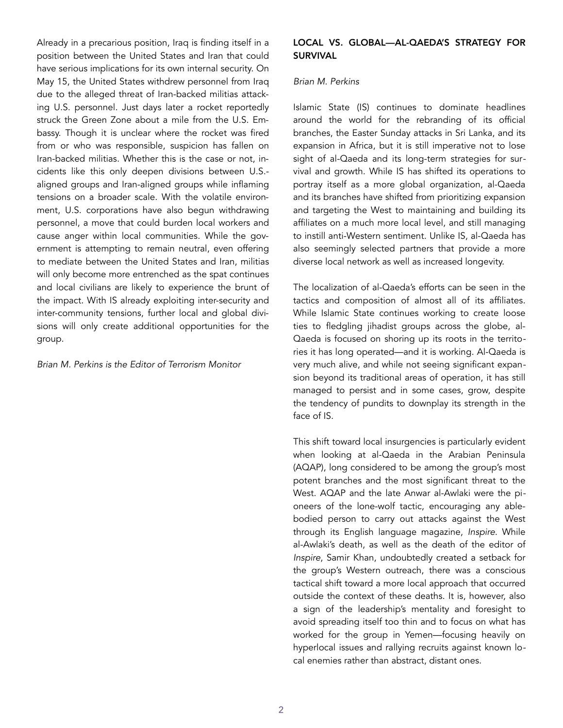Already in a precarious position, Iraq is finding itself in a position between the United States and Iran that could have serious implications for its own internal security. On May 15, the United States withdrew personnel from Iraq due to the alleged threat of Iran-backed militias attacking U.S. personnel. Just days later a rocket reportedly struck the Green Zone about a mile from the U.S. Embassy. Though it is unclear where the rocket was fired from or who was responsible, suspicion has fallen on Iran-backed militias. Whether this is the case or not, incidents like this only deepen divisions between U.S.-aligned groups and Iran-aligned groups while inflaming tensions on a broader scale. With the volatile environment, U.S. corporations have also begun withdrawing personnel, a move that could burden local workers and cause anger within local communities. While the government is attempting to remain neutral, even offering to mediate between the United States and Iran, militias will only become more entrenched as the spat continues and local civilians are likely to experience the brunt of the impact. With IS already exploiting inter-security and inter-community tensions, further local and global divisions will only create additional opportunities for the group.

*Brian M. Perkins is the Editor of Terrorism Monitor*

## LOCAL VS. GLOBAL—AL-QAEDA'S STRATEGY FOR SURVIVAL

*Brian M. Perkins*

Islamic State (IS) continues to dominate headlines around the world for the rebranding of its official branches, the Easter Sunday attacks in Sri Lanka, and its expansion in Africa, but it is still imperative not to lose sight of al-Qaeda and its long-term strategies for survival and growth. While IS has shifted its operations to portray itself as a more global organization, al-Qaeda and its branches have shifted from prioritizing expansion and targeting the West to maintaining and building its affiliates on a much more local level, and still managing to instill anti-Western sentiment. Unlike IS, al-Qaeda has also seemingly selected partners that provide a more diverse local network as well as increased longevity.

The localization of al-Qaeda's efforts can be seen in the tactics and composition of almost all of its affiliates. While Islamic State continues working to create loose ties to fledgling jihadist groups across the globe, al-Qaeda is focused on shoring up its roots in the territories it has long operated—and it is working. Al-Qaeda is very much alive, and while not seeing significant expansion beyond its traditional areas of operation, it has still managed to persist and in some cases, grow, despite the tendency of pundits to downplay its strength in the face of IS.

This shift toward local insurgencies is particularly evident when looking at al-Qaeda in the Arabian Peninsula (AQAP), long considered to be among the group's most potent branches and the most significant threat to the West. AQAP and the late Anwar al-Awlaki were the pioneers of the lone-wolf tactic, encouraging any able-bodied person to carry out attacks against the West through its English language magazine, *Inspire*. While al-Awlaki's death, as well as the death of the editor of *Inspire*, Samir Khan, undoubtedly created a setback for the group's Western outreach, there was a conscious tactical shift toward a more local approach that occurred outside the context of these deaths. It is, however, also a sign of the leadership's mentality and foresight to avoid spreading itself too thin and to focus on what has worked for the group in Yemen—focusing heavily on hyperlocal issues and rallying recruits against known local enemies rather than abstract, distant ones.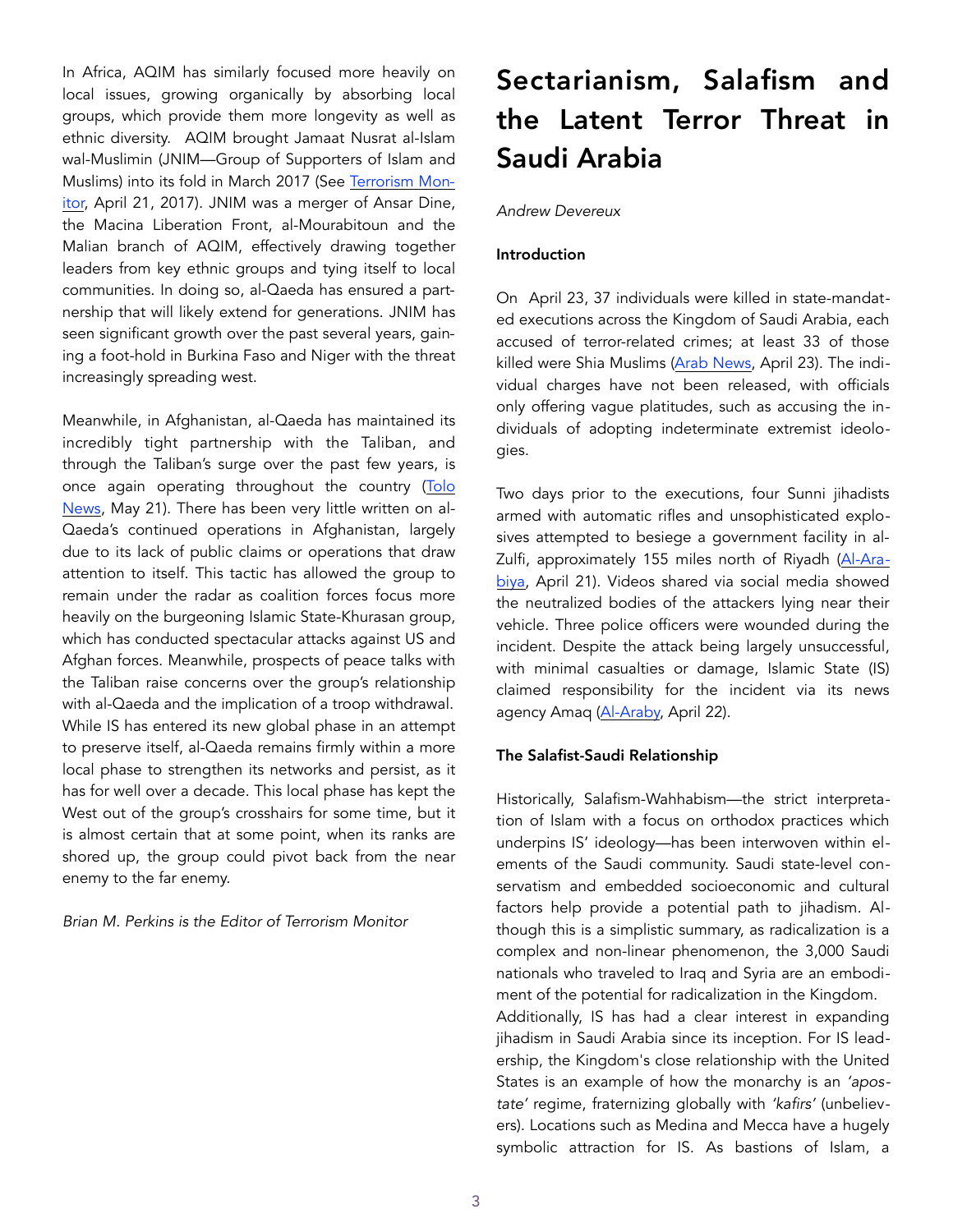In Africa, AQIM has similarly focused more heavily on local issues, growing organically by absorbing local groups, which provide them more longevity as well as ethnic diversity. AQIM brought Jamaat Nusrat al-Islam wal-Muslimin (JNIM—Group of Supporters of Islam and Muslims) into its fold in March 2017 (See Terrorism Monitor, April 21, 2017). JNIM was a merger of Ansar Dine, the Macina Liberation Front, al-Mourabitoun and the Malian branch of AQIM, effectively drawing together leaders from key ethnic groups and tying itself to local communities. In doing so, al-Qaeda has ensured a partnership that will likely extend for generations. JNIM has seen significant growth over the past several years, gaining a foot-hold in Burkina Faso and Niger with the threat increasingly spreading west.

Meanwhile, in Afghanistan, al-Qaeda has maintained its incredibly tight partnership with the Taliban, and through the Taliban's surge over the past few years, is once again operating throughout the country (Tolo News, May 21). There has been very little written on al-Qaeda's continued operations in Afghanistan, largely due to its lack of public claims or operations that draw attention to itself. This tactic has allowed the group to remain under the radar as coalition forces focus more heavily on the burgeoning Islamic State-Khurasan group, which has conducted spectacular attacks against US and Afghan forces. Meanwhile, prospects of peace talks with the Taliban raise concerns over the group's relationship with al-Qaeda and the implication of a troop withdrawal. While IS has entered its new global phase in an attempt to preserve itself, al-Qaeda remains firmly within a more local phase to strengthen its networks and persist, as it has for well over a decade. This local phase has kept the West out of the group's crosshairs for some time, but it is almost certain that at some point, when its ranks are shored up, the group could pivot back from the near enemy to the far enemy.

*Brian M. Perkins is the Editor of Terrorism Monitor*

# Sectarianism, Salafism and the Latent Terror Threat in Saudi Arabia

*Andrew Devereux*

**Introduction**

On April 23, 37 individuals were killed in state-mandated executions across the Kingdom of Saudi Arabia, each accused of terror-related crimes; at least 33 of those killed were Shia Muslims (Arab News, April 23). The individual charges have not been released, with officials only offering vague platitudes, such as accusing the individuals of adopting indeterminate extremist ideologies.

Two days prior to the executions, four Sunni jihadists armed with automatic rifles and unsophisticated explosives attempted to besiege a government facility in al-Zulfi, approximately 155 miles north of Riyadh (Al-Arabiya, April 21). Videos shared via social media showed the neutralized bodies of the attackers lying near their vehicle. Three police officers were wounded during the incident. Despite the attack being largely unsuccessful, with minimal casualties or damage, Islamic State (IS) claimed responsibility for the incident via its news agency Amaq (Al-Araby, April 22).

**The Salafist-Saudi Relationship**

Historically, Salafism-Wahhabism—the strict interpretation of Islam with a focus on orthodox practices which underpins IS' ideology—has been interwoven within elements of the Saudi community. Saudi state-level conservatism and embedded socioeconomic and cultural factors help provide a potential path to jihadism. Although this is a simplistic summary, as radicalization is a complex and non-linear phenomenon, the 3,000 Saudi nationals who traveled to Iraq and Syria are an embodiment of the potential for radicalization in the Kingdom.

Additionally, IS has had a clear interest in expanding jihadism in Saudi Arabia since its inception. For IS leadership, the Kingdom's close relationship with the United States is an example of how the monarchy is an *'apostate'* regime, fraternizing globally with *'kafirs'* (unbelievers). Locations such as Medina and Mecca have a hugely symbolic attraction for IS. As bastions of Islam, a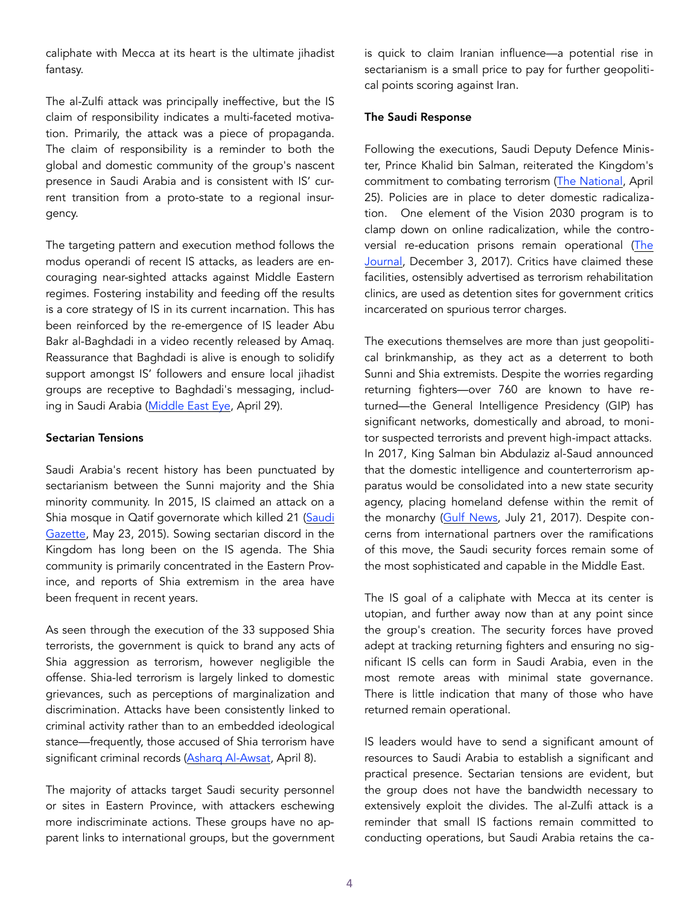caliphate with Mecca at its heart is the ultimate jihadist fantasy.

The al-Zulfi attack was principally ineffective, but the IS claim of responsibility indicates a multi-faceted motivation. Primarily, the attack was a piece of propaganda. The claim of responsibility is a reminder to both the global and domestic community of the group's nascent presence in Saudi Arabia and is consistent with IS' current transition from a proto-state to a regional insurgency.

The targeting pattern and execution method follows the modus operandi of recent IS attacks, as leaders are encouraging near-sighted attacks against Middle Eastern regimes. Fostering instability and feeding off the results is a core strategy of IS in its current incarnation. This has been reinforced by the re-emergence of IS leader Abu Bakr al-Baghdadi in a video recently released by Amaq. Reassurance that Baghdadi is alive is enough to solidify support amongst IS' followers and ensure local jihadist groups are receptive to Baghdadi's messaging, including in Saudi Arabia (Middle East Eye, April 29).

**Sectarian Tensions**

Saudi Arabia's recent history has been punctuated by sectarianism between the Sunni majority and the Shia minority community. In 2015, IS claimed an attack on a Shia mosque in Qatif governorate which killed 21 (Saudi Gazette, May 23, 2015). Sowing sectarian discord in the Kingdom has long been on the IS agenda. The Shia community is primarily concentrated in the Eastern Province, and reports of Shia extremism in the area have been frequent in recent years.

As seen through the execution of the 33 supposed Shia terrorists, the government is quick to brand any acts of Shia aggression as terrorism, however negligible the offense. Shia-led terrorism is largely linked to domestic grievances, such as perceptions of marginalization and discrimination. Attacks have been consistently linked to criminal activity rather than to an embedded ideological stance—frequently, those accused of Shia terrorism have significant criminal records (Asharq Al-Awsat, April 8).

The majority of attacks target Saudi security personnel or sites in Eastern Province, with attackers eschewing more indiscriminate actions. These groups have no apparent links to international groups, but the government is quick to claim Iranian influence—a potential rise in sectarianism is a small price to pay for further geopolitical points scoring against Iran.

**The Saudi Response**

Following the executions, Saudi Deputy Defence Minister, Prince Khalid bin Salman, reiterated the Kingdom's commitment to combating terrorism (The National, April 25). Policies are in place to deter domestic radicalization. One element of the Vision 2030 program is to clamp down on online radicalization, while the controversial re-education prisons remain operational (The Journal, December 3, 2017). Critics have claimed these facilities, ostensibly advertised as terrorism rehabilitation clinics, are used as detention sites for government critics incarcerated on spurious terror charges.

The executions themselves are more than just geopolitical brinkmanship, as they act as a deterrent to both Sunni and Shia extremists. Despite the worries regarding returning fighters—over 760 are known to have returned—the General Intelligence Presidency (GIP) has significant networks, domestically and abroad, to monitor suspected terrorists and prevent high-impact attacks. In 2017, King Salman bin Abdulaziz al-Saud announced that the domestic intelligence and counterterrorism apparatus would be consolidated into a new state security agency, placing homeland defense within the remit of the monarchy (Gulf News, July 21, 2017). Despite concerns from international partners over the ramifications of this move, the Saudi security forces remain some of the most sophisticated and capable in the Middle East.

The IS goal of a caliphate with Mecca at its center is utopian, and further away now than at any point since the group's creation. The security forces have proved adept at tracking returning fighters and ensuring no significant IS cells can form in Saudi Arabia, even in the most remote areas with minimal state governance. There is little indication that many of those who have returned remain operational.

IS leaders would have to send a significant amount of resources to Saudi Arabia to establish a significant and practical presence. Sectarian tensions are evident, but the group does not have the bandwidth necessary to extensively exploit the divides. The al-Zulfi attack is a reminder that small IS factions remain committed to conducting operations, but Saudi Arabia retains the ca-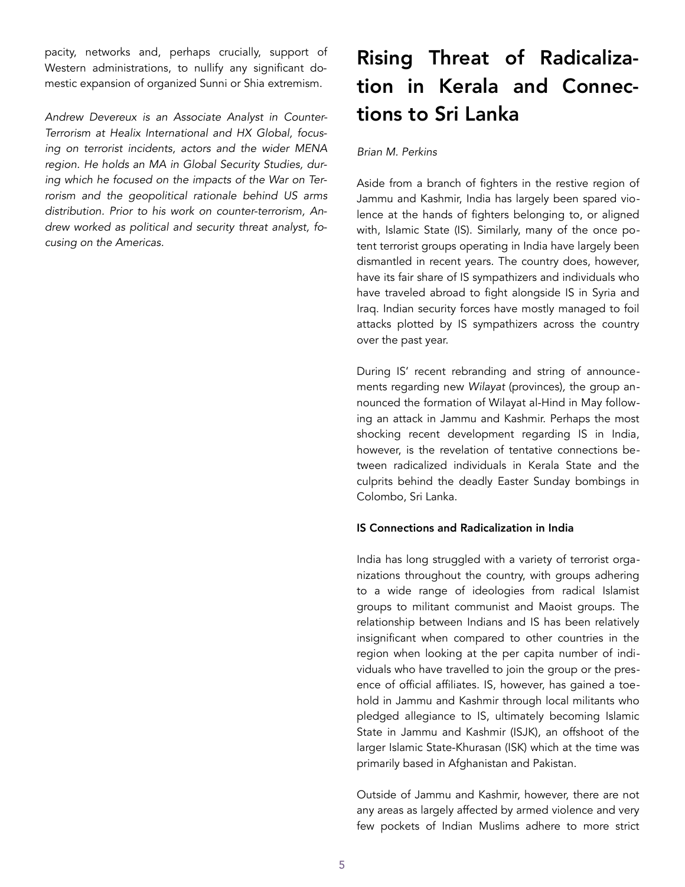pacity, networks and, perhaps crucially, support of Western administrations, to nullify any significant domestic expansion of organized Sunni or Shia extremism.

*Andrew Devereux is an Associate Analyst in Counter-Terrorism at Healix International and HX Global, focusing on terrorist incidents, actors and the wider MENA region. He holds an MA in Global Security Studies, during which he focused on the impacts of the War on Terrorism and the geopolitical rationale behind US arms distribution. Prior to his work on counter-terrorism, Andrew worked as political and security threat analyst, focusing on the Americas.*

# Rising Threat of Radicalization in Kerala and Connections to Sri Lanka

*Brian M. Perkins*

Aside from a branch of fighters in the restive region of Jammu and Kashmir, India has largely been spared violence at the hands of fighters belonging to, or aligned with, Islamic State (IS). Similarly, many of the once potent terrorist groups operating in India have largely been dismantled in recent years. The country does, however, have its fair share of IS sympathizers and individuals who have traveled abroad to fight alongside IS in Syria and Iraq. Indian security forces have mostly managed to foil attacks plotted by IS sympathizers across the country over the past year.

During IS' recent rebranding and string of announcements regarding new *Wilayat* (provinces), the group announced the formation of Wilayat al-Hind in May following an attack in Jammu and Kashmir. Perhaps the most shocking recent development regarding IS in India, however, is the revelation of tentative connections between radicalized individuals in Kerala State and the culprits behind the deadly Easter Sunday bombings in Colombo, Sri Lanka.

**IS Connections and Radicalization in India**

India has long struggled with a variety of terrorist organizations throughout the country, with groups adhering to a wide range of ideologies from radical Islamist groups to militant communist and Maoist groups. The relationship between Indians and IS has been relatively insignificant when compared to other countries in the region when looking at the per capita number of individuals who have travelled to join the group or the presence of official affiliates. IS, however, has gained a toehold in Jammu and Kashmir through local militants who pledged allegiance to IS, ultimately becoming Islamic State in Jammu and Kashmir (ISJK), an offshoot of the larger Islamic State-Khurasan (ISK) which at the time was primarily based in Afghanistan and Pakistan.

Outside of Jammu and Kashmir, however, there are not any areas as largely affected by armed violence and very few pockets of Indian Muslims adhere to more strict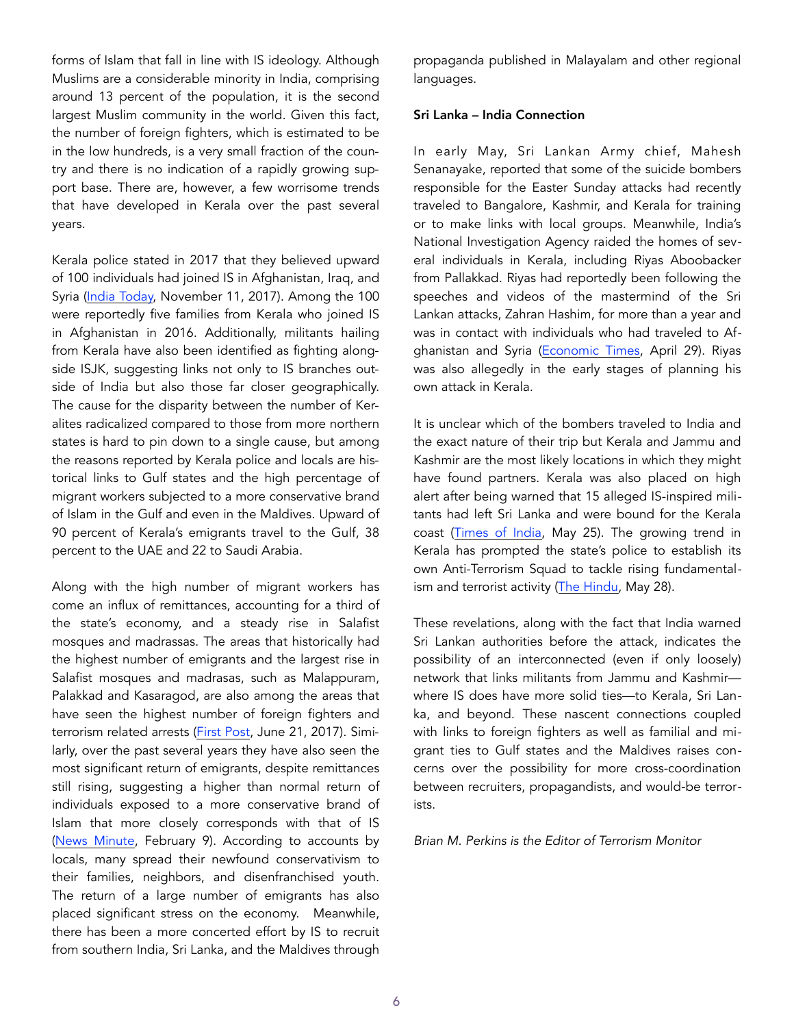forms of Islam that fall in line with IS ideology. Although Muslims are a considerable minority in India, comprising around 13 percent of the population, it is the second largest Muslim community in the world. Given this fact, the number of foreign fighters, which is estimated to be in the low hundreds, is a very small fraction of the country and there is no indication of a rapidly growing support base. There are, however, a few worrisome trends that have developed in Kerala over the past several years.

Kerala police stated in 2017 that they believed upward of 100 individuals had joined IS in Afghanistan, Iraq, and Syria (India Today, November 11, 2017). Among the 100 were reportedly five families from Kerala who joined IS in Afghanistan in 2016. Additionally, militants hailing from Kerala have also been identified as fighting alongside ISJK, suggesting links not only to IS branches outside of India but also those far closer geographically. The cause for the disparity between the number of Keralites radicalized compared to those from more northern states is hard to pin down to a single cause, but among the reasons reported by Kerala police and locals are historical links to Gulf states and the high percentage of migrant workers subjected to a more conservative brand of Islam in the Gulf and even in the Maldives. Upward of 90 percent of Kerala's emigrants travel to the Gulf, 38 percent to the UAE and 22 to Saudi Arabia.

Along with the high number of migrant workers has come an influx of remittances, accounting for a third of the state's economy, and a steady rise in Salafist mosques and madrassas. The areas that historically had the highest number of emigrants and the largest rise in Salafist mosques and madrasas, such as Malappuram, Palakkad and Kasaragod, are also among the areas that have seen the highest number of foreign fighters and terrorism related arrests (First Post, June 21, 2017). Similarly, over the past several years they have also seen the most significant return of emigrants, despite remittances still rising, suggesting a higher than normal return of individuals exposed to a more conservative brand of Islam that more closely corresponds with that of IS (News Minute, February 9). According to accounts by locals, many spread their newfound conservativism to their families, neighbors, and disenfranchised youth. The return of a large number of emigrants has also placed significant stress on the economy. Meanwhile, there has been a more concerted effort by IS to recruit from southern India, Sri Lanka, and the Maldives through propaganda published in Malayalam and other regional languages.

**Sri Lanka – India Connection**

In early May, Sri Lankan Army chief, Mahesh Senanayake, reported that some of the suicide bombers responsible for the Easter Sunday attacks had recently traveled to Bangalore, Kashmir, and Kerala for training or to make links with local groups. Meanwhile, India's National Investigation Agency raided the homes of several individuals in Kerala, including Riyas Aboobacker from Pallakkad. Riyas had reportedly been following the speeches and videos of the mastermind of the Sri Lankan attacks, Zahran Hashim, for more than a year and was in contact with individuals who had traveled to Afghanistan and Syria (Economic Times, April 29). Riyas was also allegedly in the early stages of planning his own attack in Kerala.

It is unclear which of the bombers traveled to India and the exact nature of their trip but Kerala and Jammu and Kashmir are the most likely locations in which they might have found partners. Kerala was also placed on high alert after being warned that 15 alleged IS-inspired militants had left Sri Lanka and were bound for the Kerala coast (Times of India, May 25). The growing trend in Kerala has prompted the state's police to establish its own Anti-Terrorism Squad to tackle rising fundamentalism and terrorist activity (The Hindu, May 28).

These revelations, along with the fact that India warned Sri Lankan authorities before the attack, indicates the possibility of an interconnected (even if only loosely) network that links militants from Jammu and Kashmir—where IS does have more solid ties—to Kerala, Sri Lanka, and beyond. These nascent connections coupled with links to foreign fighters as well as familial and migrant ties to Gulf states and the Maldives raises concerns over the possibility for more cross-coordination between recruiters, propagandists, and would-be terrorists.

*Brian M. Perkins is the Editor of Terrorism Monitor*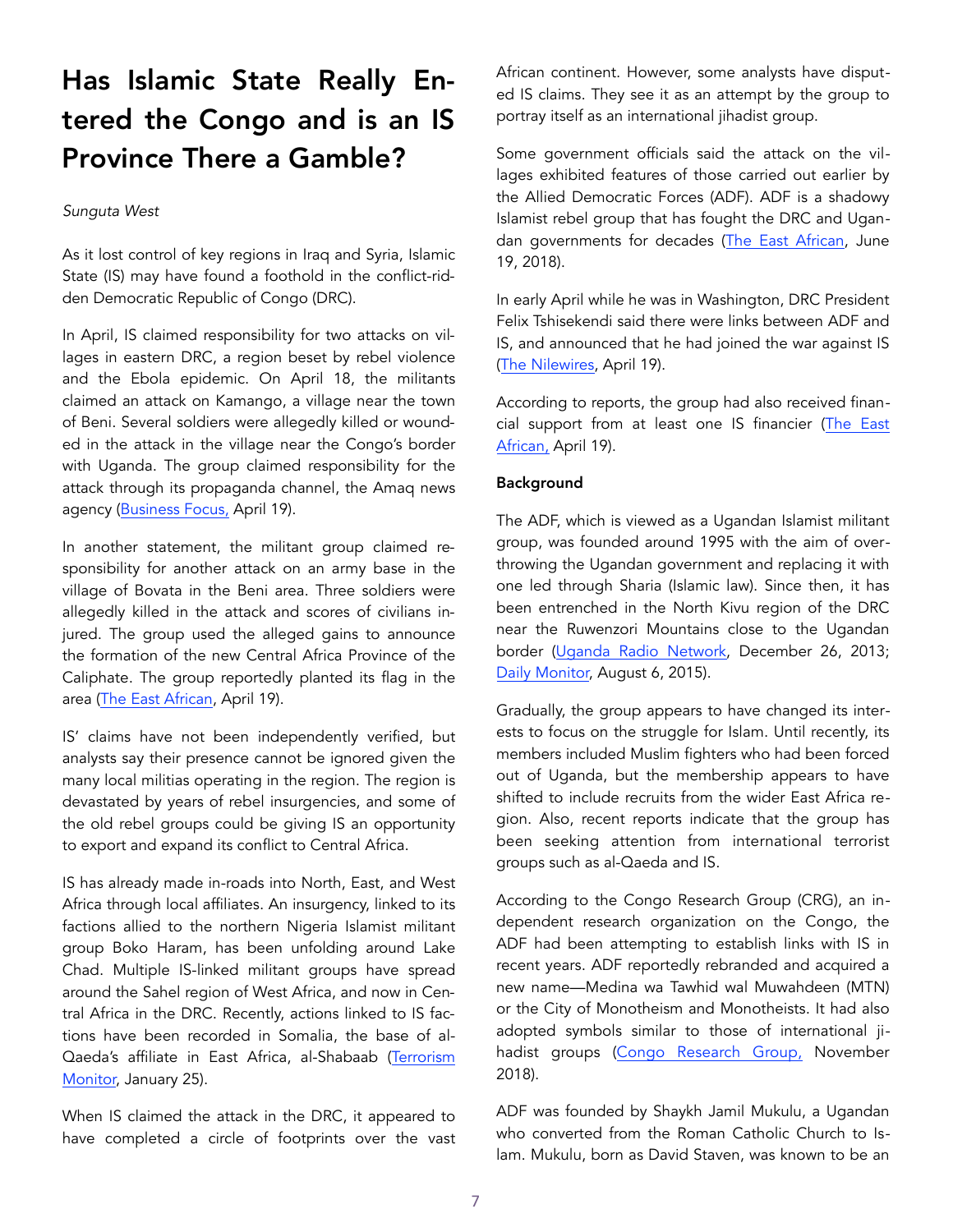# Has Islamic State Really Entered the Congo and is an IS Province There a Gamble?

*Sunguta West*

As it lost control of key regions in Iraq and Syria, Islamic State (IS) may have found a foothold in the conflict-ridden Democratic Republic of Congo (DRC).

In April, IS claimed responsibility for two attacks on villages in eastern DRC, a region beset by rebel violence and the Ebola epidemic. On April 18, the militants claimed an attack on Kamango, a village near the town of Beni. Several soldiers were allegedly killed or wounded in the attack in the village near the Congo's border with Uganda. The group claimed responsibility for the attack through its propaganda channel, the Amaq news agency (Business Focus, April 19).

In another statement, the militant group claimed responsibility for another attack on an army base in the village of Bovata in the Beni area. Three soldiers were allegedly killed in the attack and scores of civilians injured. The group used the alleged gains to announce the formation of the new Central Africa Province of the Caliphate. The group reportedly planted its flag in the area (The East African, April 19).

IS' claims have not been independently verified, but analysts say their presence cannot be ignored given the many local militias operating in the region. The region is devastated by years of rebel insurgencies, and some of the old rebel groups could be giving IS an opportunity to export and expand its conflict to Central Africa.

IS has already made in-roads into North, East, and West Africa through local affiliates. An insurgency, linked to its factions allied to the northern Nigeria Islamist militant group Boko Haram, has been unfolding around Lake Chad. Multiple IS-linked militant groups have spread around the Sahel region of West Africa, and now in Central Africa in the DRC. Recently, actions linked to IS factions have been recorded in Somalia, the base of al-Qaeda's affiliate in East Africa, al-Shabaab (Terrorism Monitor, January 25).

When IS claimed the attack in the DRC, it appeared to have completed a circle of footprints over the vast African continent. However, some analysts have disputed IS claims. They see it as an attempt by the group to portray itself as an international jihadist group.

Some government officials said the attack on the villages exhibited features of those carried out earlier by the Allied Democratic Forces (ADF). ADF is a shadowy Islamist rebel group that has fought the DRC and Ugandan governments for decades (The East African, June 19, 2018).

In early April while he was in Washington, DRC President Felix Tshisekendi said there were links between ADF and IS, and announced that he had joined the war against IS (The Nilewires, April 19).

According to reports, the group had also received financial support from at least one IS financier (The East African, April 19).

**Background**

The ADF, which is viewed as a Ugandan Islamist militant group, was founded around 1995 with the aim of overthrowing the Ugandan government and replacing it with one led through Sharia (Islamic law). Since then, it has been entrenched in the North Kivu region of the DRC near the Ruwenzori Mountains close to the Ugandan border (Uganda Radio Network, December 26, 2013; Daily Monitor, August 6, 2015).

Gradually, the group appears to have changed its interests to focus on the struggle for Islam. Until recently, its members included Muslim fighters who had been forced out of Uganda, but the membership appears to have shifted to include recruits from the wider East Africa region. Also, recent reports indicate that the group has been seeking attention from international terrorist groups such as al-Qaeda and IS.

According to the Congo Research Group (CRG), an independent research organization on the Congo, the ADF had been attempting to establish links with IS in recent years. ADF reportedly rebranded and acquired a new name—Medina wa Tawhid wal Muwahedeen (MTN) or the City of Monotheism and Monotheists. It had also adopted symbols similar to those of international jihadist groups (Congo Research Group, November 2018).

ADF was founded by Shaykh Jamil Mukulu, a Ugandan who converted from the Roman Catholic Church to Islam. Mukulu, born as David Staven, was known to be an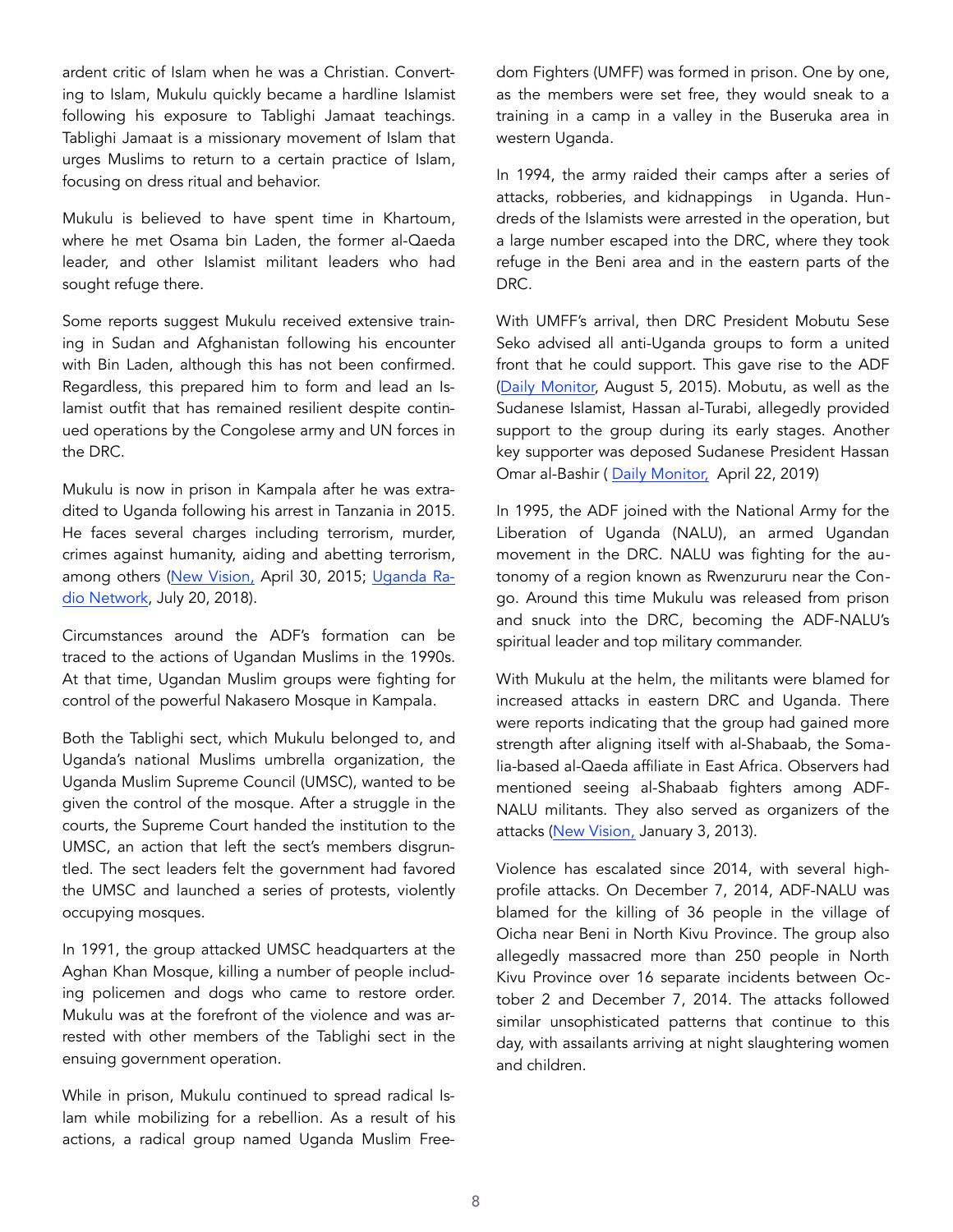ardent critic of Islam when he was a Christian. Converting to Islam, Mukulu quickly became a hardline Islamist following his exposure to Tablighi Jamaat teachings. Tablighi Jamaat is a missionary movement of Islam that urges Muslims to return to a certain practice of Islam, focusing on dress ritual and behavior.

Mukulu is believed to have spent time in Khartoum, where he met Osama bin Laden, the former al-Qaeda leader, and other Islamist militant leaders who had sought refuge there.

Some reports suggest Mukulu received extensive training in Sudan and Afghanistan following his encounter with Bin Laden, although this has not been confirmed. Regardless, this prepared him to form and lead an Islamist outfit that has remained resilient despite continued operations by the Congolese army and UN forces in the DRC.

Mukulu is now in prison in Kampala after he was extradited to Uganda following his arrest in Tanzania in 2015. He faces several charges including terrorism, murder, crimes against humanity, aiding and abetting terrorism, among others (New Vision, April 30, 2015; Uganda Radio Network, July 20, 2018).

Circumstances around the ADF's formation can be traced to the actions of Ugandan Muslims in the 1990s. At that time, Ugandan Muslim groups were fighting for control of the powerful Nakasero Mosque in Kampala.

Both the Tablighi sect, which Mukulu belonged to, and Uganda's national Muslims umbrella organization, the Uganda Muslim Supreme Council (UMSC), wanted to be given the control of the mosque. After a struggle in the courts, the Supreme Court handed the institution to the UMSC, an action that left the sect's members disgruntled. The sect leaders felt the government had favored the UMSC and launched a series of protests, violently occupying mosques.

In 1991, the group attacked UMSC headquarters at the Aghan Khan Mosque, killing a number of people including policemen and dogs who came to restore order. Mukulu was at the forefront of the violence and was arrested with other members of the Tablighi sect in the ensuing government operation.

While in prison, Mukulu continued to spread radical Islam while mobilizing for a rebellion. As a result of his actions, a radical group named Uganda Muslim Freedom Fighters (UMFF) was formed in prison. One by one, as the members were set free, they would sneak to a training in a camp in a valley in the Buseruka area in western Uganda.

In 1994, the army raided their camps after a series of attacks, robberies, and kidnappings in Uganda. Hundreds of the Islamists were arrested in the operation, but a large number escaped into the DRC, where they took refuge in the Beni area and in the eastern parts of the DRC.

With UMFF's arrival, then DRC President Mobutu Sese Seko advised all anti-Uganda groups to form a united front that he could support. This gave rise to the ADF (Daily Monitor, August 5, 2015). Mobutu, as well as the Sudanese Islamist, Hassan al-Turabi, allegedly provided support to the group during its early stages. Another key supporter was deposed Sudanese President Hassan Omar al-Bashir ( Daily Monitor, April 22, 2019)

In 1995, the ADF joined with the National Army for the Liberation of Uganda (NALU), an armed Ugandan movement in the DRC. NALU was fighting for the autonomy of a region known as Rwenzururu near the Congo. Around this time Mukulu was released from prison and snuck into the DRC, becoming the ADF-NALU's spiritual leader and top military commander.

With Mukulu at the helm, the militants were blamed for increased attacks in eastern DRC and Uganda. There were reports indicating that the group had gained more strength after aligning itself with al-Shabaab, the Somalia-based al-Qaeda affiliate in East Africa. Observers had mentioned seeing al-Shabaab fighters among ADF-NALU militants. They also served as organizers of the attacks (New Vision, January 3, 2013).

Violence has escalated since 2014, with several high-profile attacks. On December 7, 2014, ADF-NALU was blamed for the killing of 36 people in the village of Oicha near Beni in North Kivu Province. The group also allegedly massacred more than 250 people in North Kivu Province over 16 separate incidents between October 2 and December 7, 2014. The attacks followed similar unsophisticated patterns that continue to this day, with assailants arriving at night slaughtering women and children.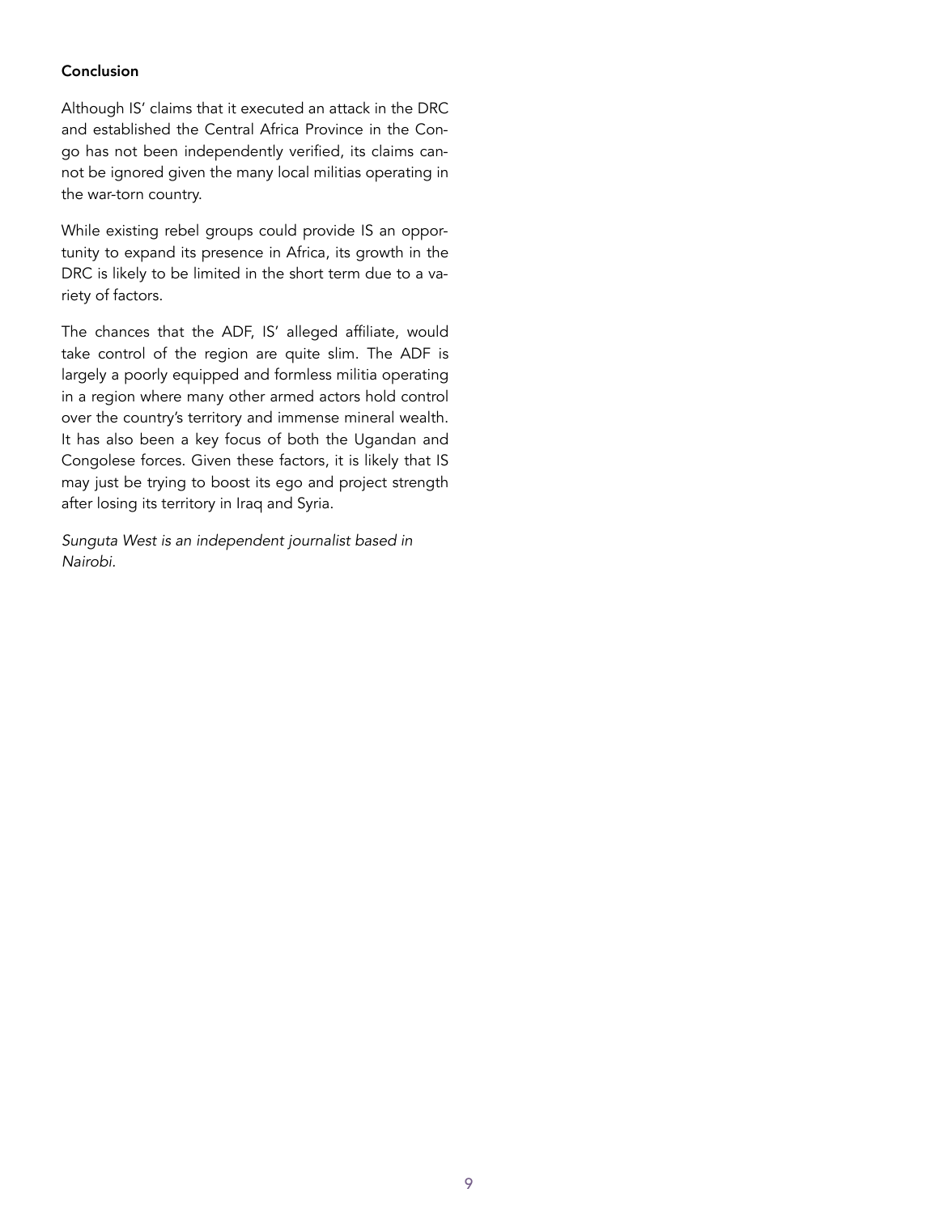## Conclusion

Although IS' claims that it executed an attack in the DRC and established the Central Africa Province in the Congo has not been independently verified, its claims cannot be ignored given the many local militias operating in the war-torn country.

While existing rebel groups could provide IS an opportunity to expand its presence in Africa, its growth in the DRC is likely to be limited in the short term due to a variety of factors.

The chances that the ADF, IS' alleged affiliate, would take control of the region are quite slim. The ADF is largely a poorly equipped and formless militia operating in a region where many other armed actors hold control over the country's territory and immense mineral wealth. It has also been a key focus of both the Ugandan and Congolese forces. Given these factors, it is likely that IS may just be trying to boost its ego and project strength after losing its territory in Iraq and Syria.

*Sunguta West is an independent journalist based in Nairobi.*